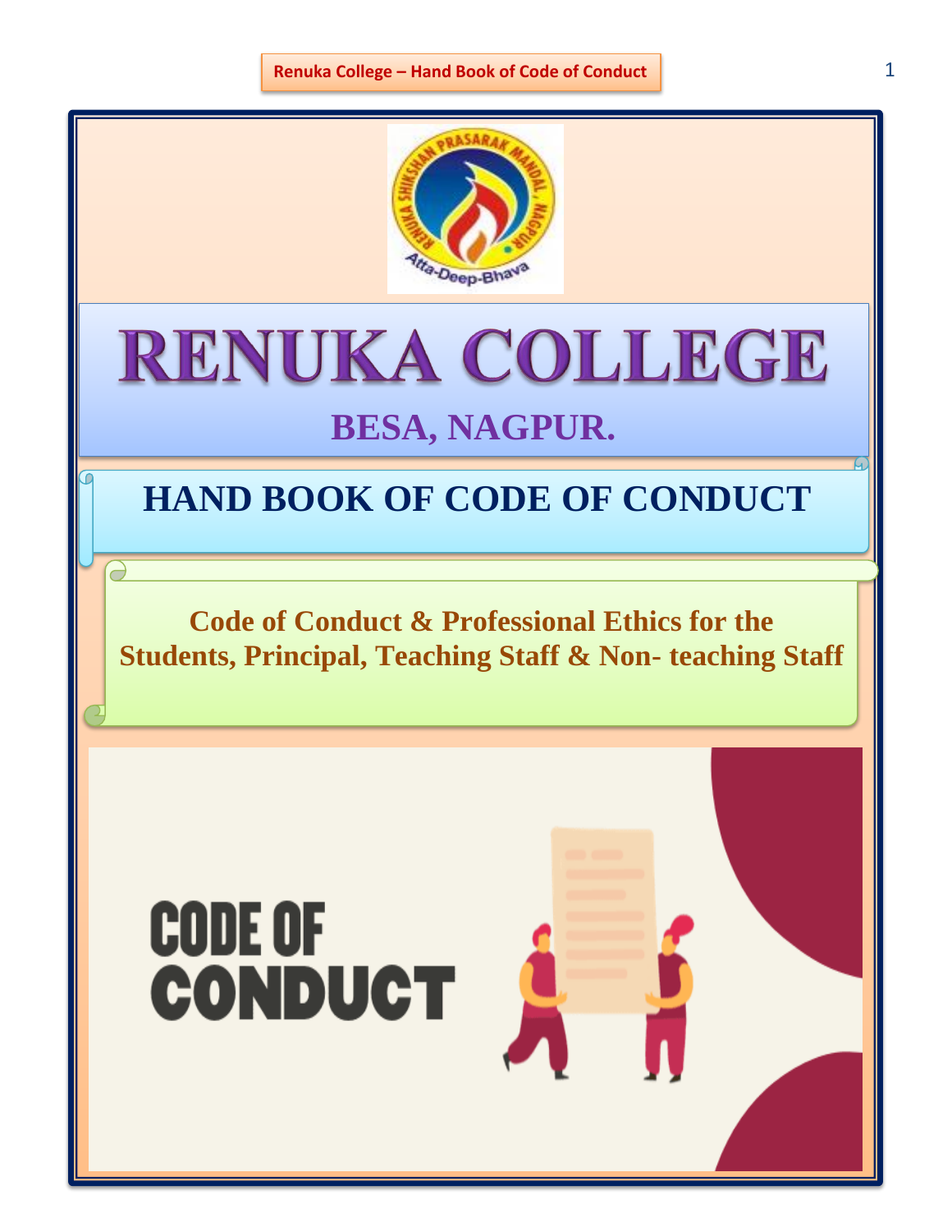# RENUKA COLLEGE

## BESA, NAGPUR.

## HAND BOOK OF CODE OF CONDUCT

**Code of Conduct & Professional Ethics for the Students, Principal, Teaching Staff & Non- teaching Staff**

CODE OF CONDUCT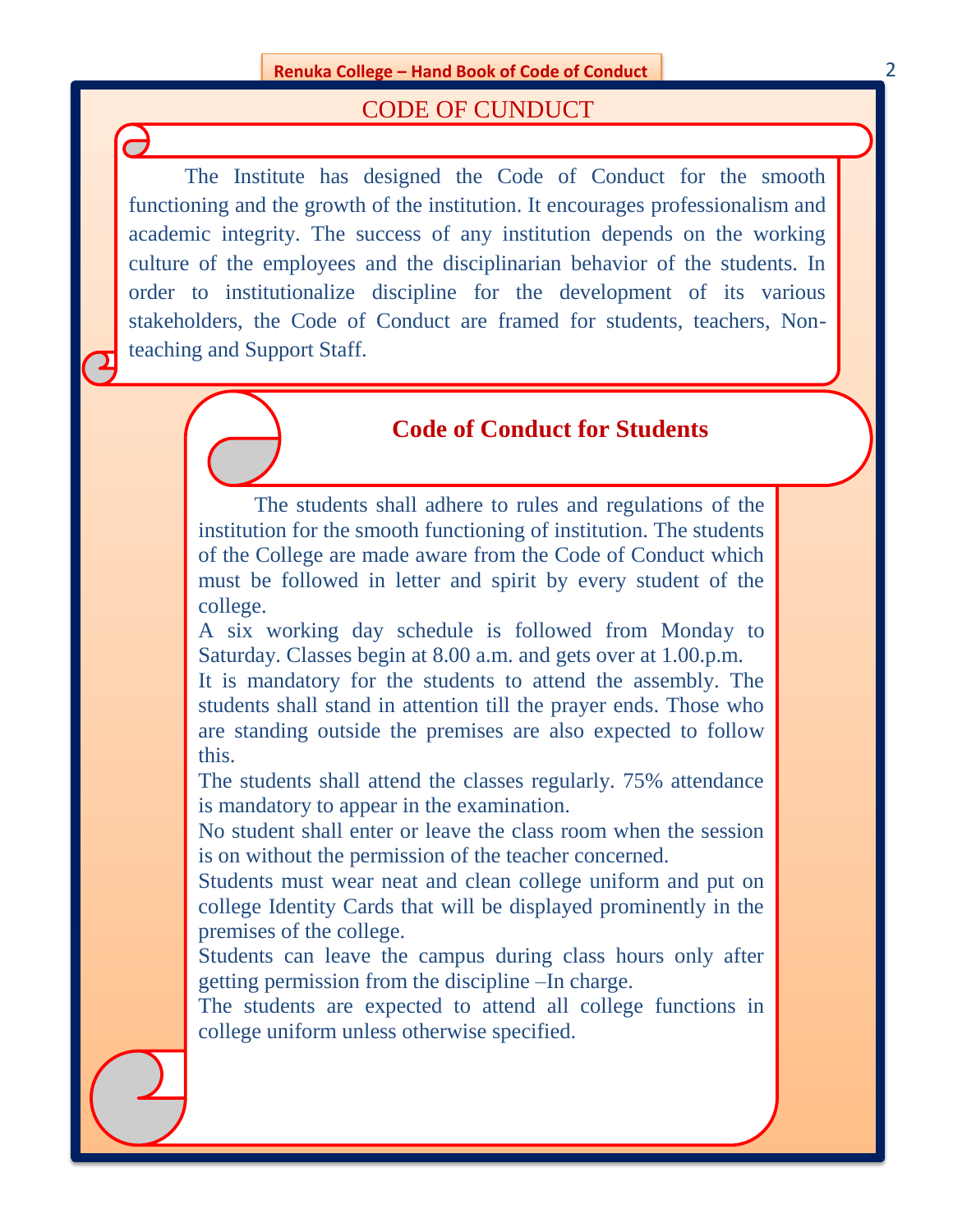# CODE OF CUNDUCT

The Institute has designed the Code of Conduct for the smooth functioning and the growth of the institution. It encourages professionalism and academic integrity. The success of any institution depends on the working culture of the employees and the disciplinarian behavior of the students. In order to institutionalize discipline for the development of its various stakeholders, the Code of Conduct are framed for students, teachers, Non-teaching and Support Staff.

## Code of Conduct for Students

The students shall adhere to rules and regulations of the institution for the smooth functioning of institution. The students of the College are made aware from the Code of Conduct which must be followed in letter and spirit by every student of the college.

A six working day schedule is followed from Monday to Saturday. Classes begin at 8.00 a.m. and gets over at 1.00.p.m.

It is mandatory for the students to attend the assembly. The students shall stand in attention till the prayer ends. Those who are standing outside the premises are also expected to follow this.

The students shall attend the classes regularly. 75% attendance is mandatory to appear in the examination.

No student shall enter or leave the class room when the session is on without the permission of the teacher concerned.

Students must wear neat and clean college uniform and put on college Identity Cards that will be displayed prominently in the premises of the college.

Students can leave the campus during class hours only after getting permission from the discipline –In charge.

The students are expected to attend all college functions in college uniform unless otherwise specified.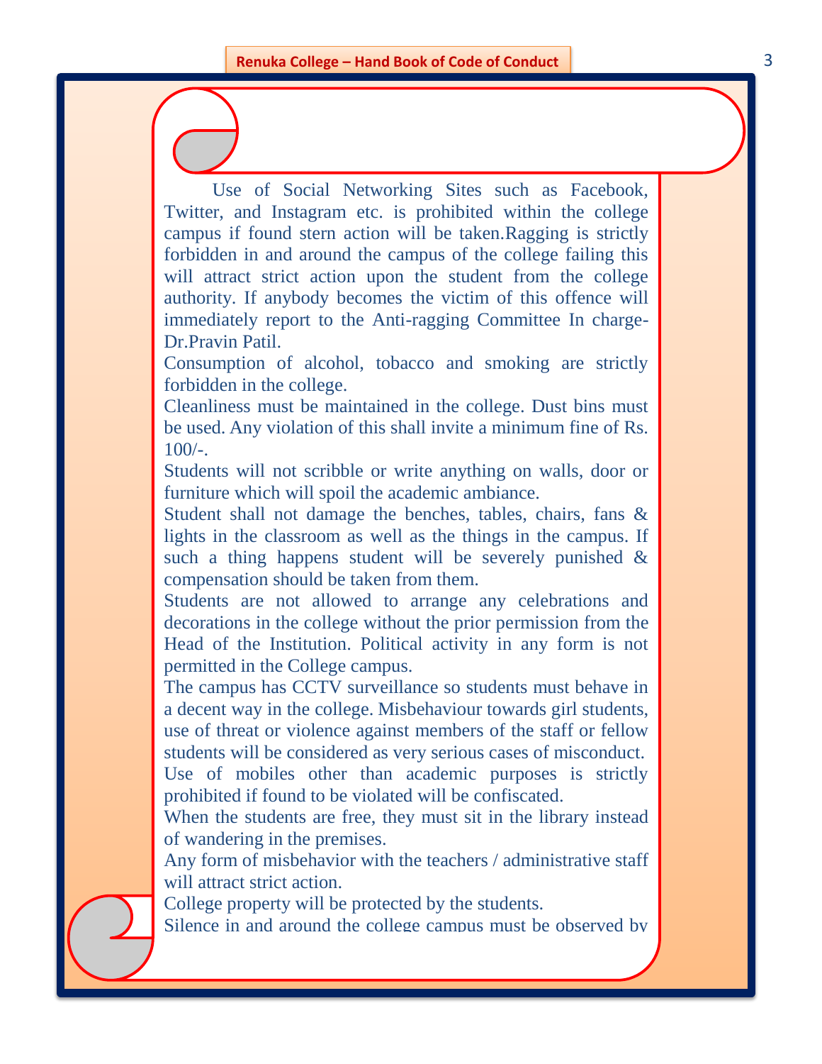Use of Social Networking Sites such as Facebook, Twitter, and Instagram etc. is prohibited within the college campus if found stern action will be taken.Ragging is strictly forbidden in and around the campus of the college failing this will attract strict action upon the student from the college authority. If anybody becomes the victim of this offence will immediately report to the Anti-ragging Committee In charge- Dr.Pravin Patil.

Consumption of alcohol, tobacco and smoking are strictly forbidden in the college.

Cleanliness must be maintained in the college. Dust bins must be used. Any violation of this shall invite a minimum fine of Rs. 100/-.

Students will not scribble or write anything on walls, door or furniture which will spoil the academic ambiance.

Student shall not damage the benches, tables, chairs, fans & lights in the classroom as well as the things in the campus. If such a thing happens student will be severely punished & compensation should be taken from them.

Students are not allowed to arrange any celebrations and decorations in the college without the prior permission from the Head of the Institution. Political activity in any form is not permitted in the College campus.

The campus has CCTV surveillance so students must behave in a decent way in the college. Misbehaviour towards girl students, use of threat or violence against members of the staff or fellow students will be considered as very serious cases of misconduct.

Use of mobiles other than academic purposes is strictly prohibited if found to be violated will be confiscated.

When the students are free, they must sit in the library instead of wandering in the premises.

Any form of misbehavior with the teachers / administrative staff will attract strict action.

College property will be protected by the students.

Silence in and around the college campus must be observed by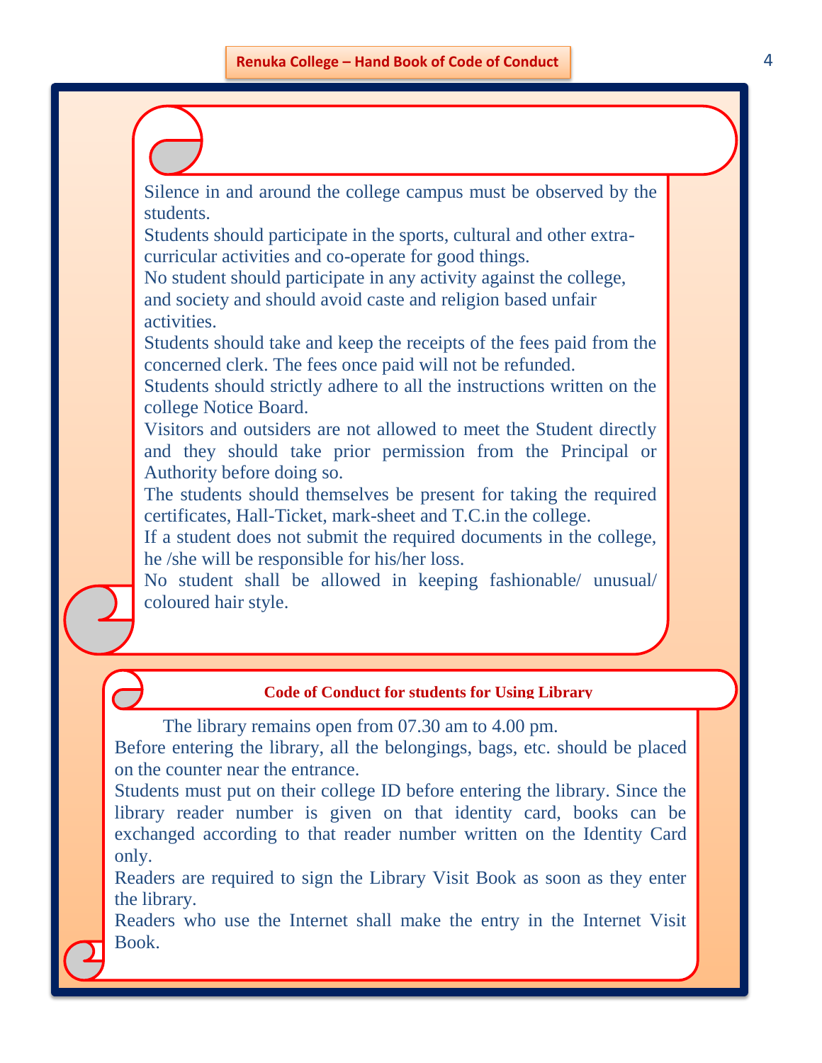Silence in and around the college campus must be observed by the students.

Students should participate in the sports, cultural and other extra-curricular activities and co-operate for good things.

No student should participate in any activity against the college, and society and should avoid caste and religion based unfair activities.

Students should take and keep the receipts of the fees paid from the concerned clerk. The fees once paid will not be refunded.

Students should strictly adhere to all the instructions written on the college Notice Board.

Visitors and outsiders are not allowed to meet the Student directly and they should take prior permission from the Principal or Authority before doing so.

The students should themselves be present for taking the required certificates, Hall-Ticket, mark-sheet and T.C.in the college.

If a student does not submit the required documents in the college, he /she will be responsible for his/her loss.

No student shall be allowed in keeping fashionable/ unusual/ coloured hair style.

## Code of Conduct for students for Using Library

The library remains open from 07.30 am to 4.00 pm.

Before entering the library, all the belongings, bags, etc. should be placed on the counter near the entrance.

Students must put on their college ID before entering the library. Since the library reader number is given on that identity card, books can be exchanged according to that reader number written on the Identity Card only.

Readers are required to sign the Library Visit Book as soon as they enter the library.

Readers who use the Internet shall make the entry in the Internet Visit Book.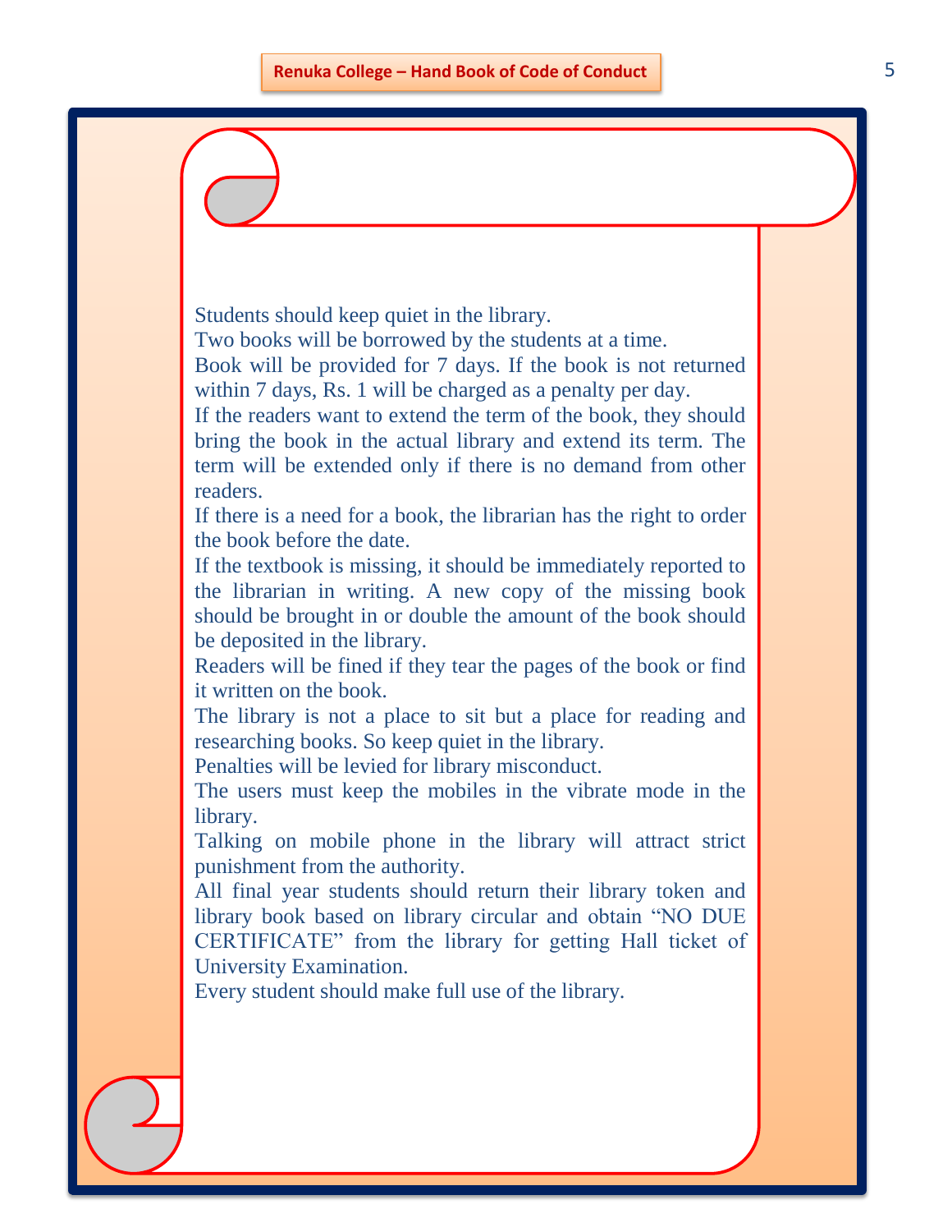Students should keep quiet in the library.

Two books will be borrowed by the students at a time.

Book will be provided for 7 days. If the book is not returned within 7 days, Rs. 1 will be charged as a penalty per day.

If the readers want to extend the term of the book, they should bring the book in the actual library and extend its term. The term will be extended only if there is no demand from other readers.

If there is a need for a book, the librarian has the right to order the book before the date.

If the textbook is missing, it should be immediately reported to the librarian in writing. A new copy of the missing book should be brought in or double the amount of the book should be deposited in the library.

Readers will be fined if they tear the pages of the book or find it written on the book.

The library is not a place to sit but a place for reading and researching books. So keep quiet in the library.

Penalties will be levied for library misconduct.

The users must keep the mobiles in the vibrate mode in the library.

Talking on mobile phone in the library will attract strict punishment from the authority.

All final year students should return their library token and library book based on library circular and obtain "NO DUE CERTIFICATE" from the library for getting Hall ticket of University Examination.

Every student should make full use of the library.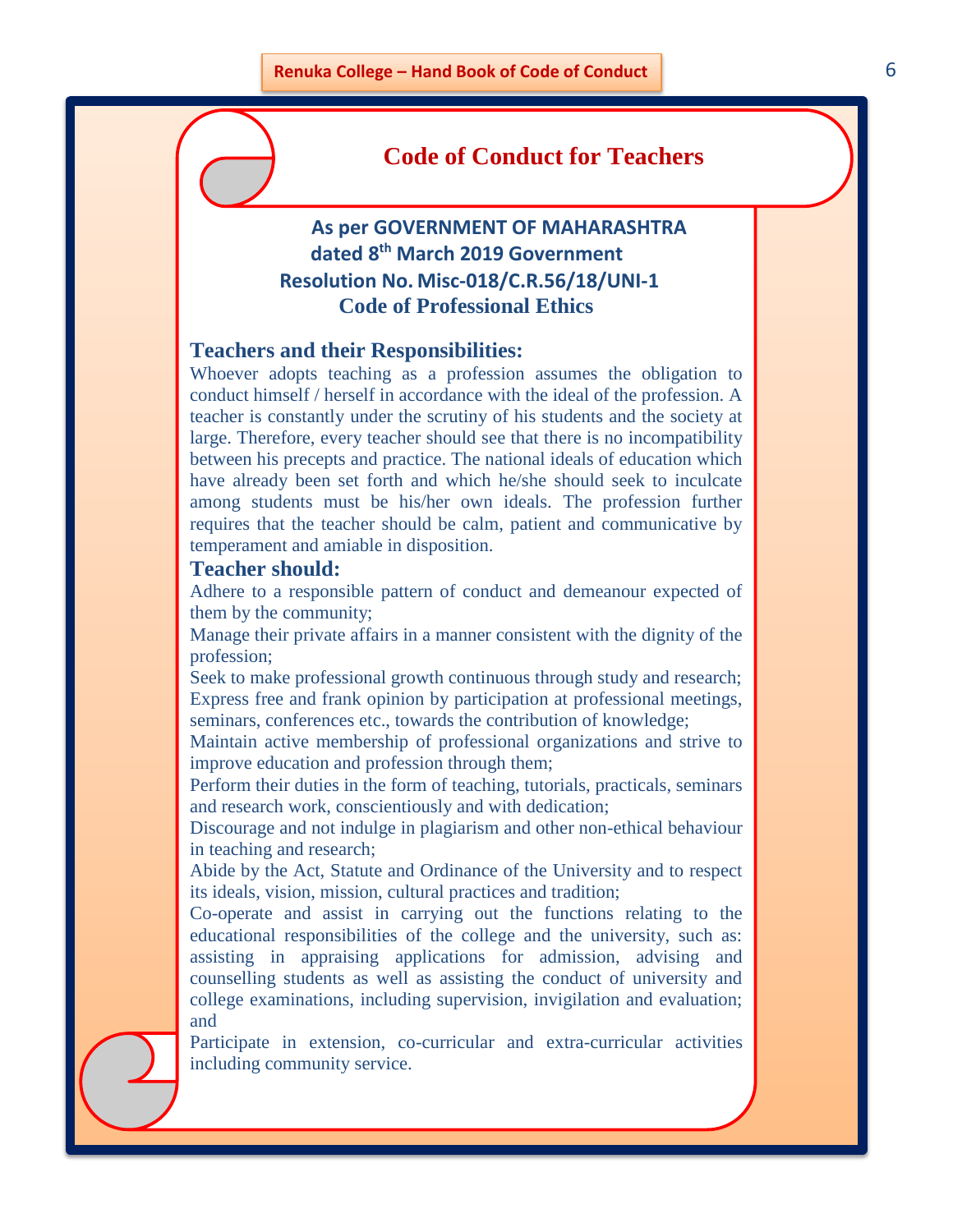# Code of Conduct for Teachers

**As per GOVERNMENT OF MAHARASHTRA dated 8th March 2019 Government Resolution No. Misc-018/C.R.56/18/UNI-1**

**Code of Professional Ethics**

## Teachers and their Responsibilities:

Whoever adopts teaching as a profession assumes the obligation to conduct himself / herself in accordance with the ideal of the profession. A teacher is constantly under the scrutiny of his students and the society at large. Therefore, every teacher should see that there is no incompatibility between his precepts and practice. The national ideals of education which have already been set forth and which he/she should seek to inculcate among students must be his/her own ideals. The profession further requires that the teacher should be calm, patient and communicative by temperament and amiable in disposition.

## Teacher should:

Adhere to a responsible pattern of conduct and demeanour expected of them by the community;

Manage their private affairs in a manner consistent with the dignity of the profession;

Seek to make professional growth continuous through study and research;

Express free and frank opinion by participation at professional meetings, seminars, conferences etc., towards the contribution of knowledge;

Maintain active membership of professional organizations and strive to improve education and profession through them;

Perform their duties in the form of teaching, tutorials, practicals, seminars and research work, conscientiously and with dedication;

Discourage and not indulge in plagiarism and other non-ethical behaviour in teaching and research;

Abide by the Act, Statute and Ordinance of the University and to respect its ideals, vision, mission, cultural practices and tradition;

Co-operate and assist in carrying out the functions relating to the educational responsibilities of the college and the university, such as: assisting in appraising applications for admission, advising and counselling students as well as assisting the conduct of university and college examinations, including supervision, invigilation and evaluation; and

Participate in extension, co-curricular and extra-curricular activities including community service.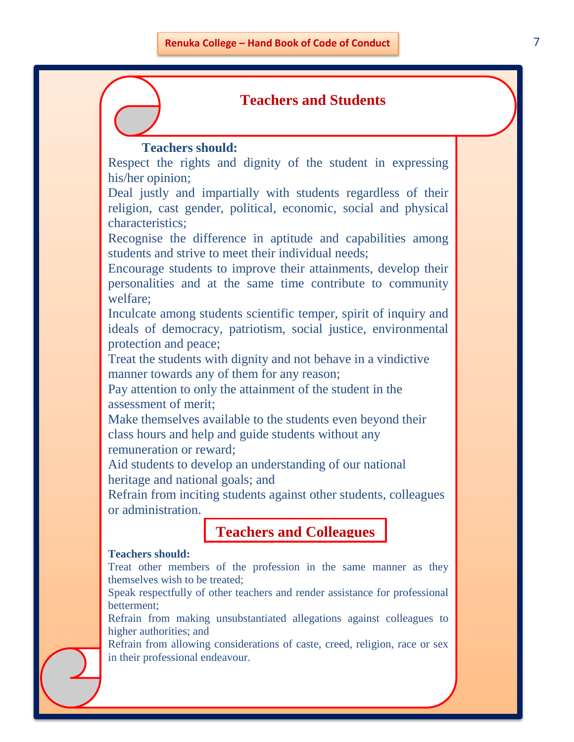## Teachers and Students

**Teachers should:**

Respect the rights and dignity of the student in expressing his/her opinion;

Deal justly and impartially with students regardless of their religion, cast gender, political, economic, social and physical characteristics;

Recognise the difference in aptitude and capabilities among students and strive to meet their individual needs;

Encourage students to improve their attainments, develop their personalities and at the same time contribute to community welfare;

Inculcate among students scientific temper, spirit of inquiry and ideals of democracy, patriotism, social justice, environmental protection and peace;

Treat the students with dignity and not behave in a vindictive manner towards any of them for any reason;

Pay attention to only the attainment of the student in the assessment of merit;

Make themselves available to the students even beyond their class hours and help and guide students without any remuneration or reward;

Aid students to develop an understanding of our national heritage and national goals; and

Refrain from inciting students against other students, colleagues or administration.

## Teachers and Colleagues

**Teachers should:**

Treat other members of the profession in the same manner as they themselves wish to be treated;

Speak respectfully of other teachers and render assistance for professional betterment;

Refrain from making unsubstantiated allegations against colleagues to higher authorities; and

Refrain from allowing considerations of caste, creed, religion, race or sex in their professional endeavour.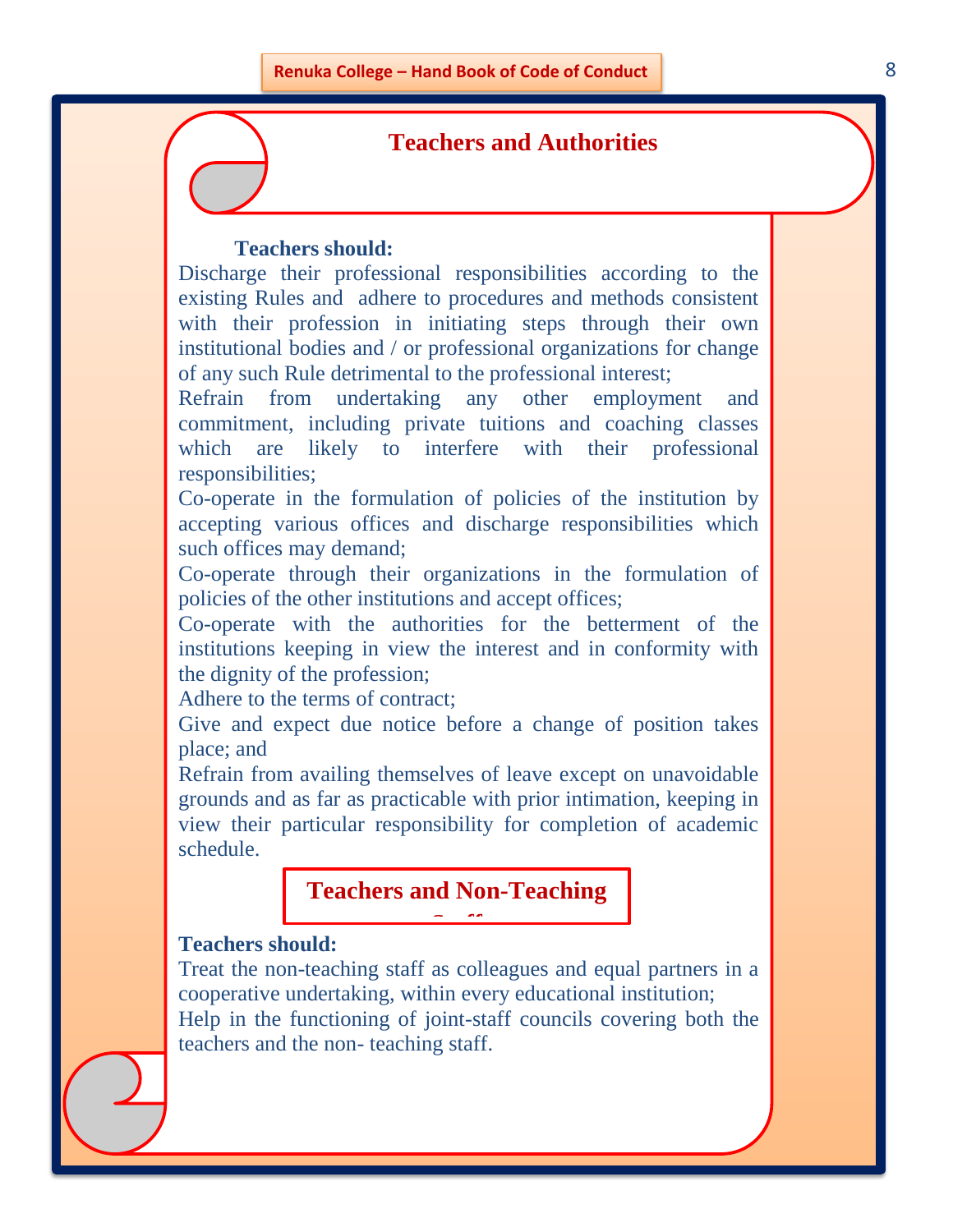## Teachers and Authorities

**Teachers should:**

Discharge their professional responsibilities according to the existing Rules and adhere to procedures and methods consistent with their profession in initiating steps through their own institutional bodies and / or professional organizations for change of any such Rule detrimental to the professional interest;

Refrain from undertaking any other employment and commitment, including private tuitions and coaching classes which are likely to interfere with their professional responsibilities;

Co-operate in the formulation of policies of the institution by accepting various offices and discharge responsibilities which such offices may demand;

Co-operate through their organizations in the formulation of policies of the other institutions and accept offices;

Co-operate with the authorities for the betterment of the institutions keeping in view the interest and in conformity with the dignity of the profession;

Adhere to the terms of contract;

Give and expect due notice before a change of position takes place; and

Refrain from availing themselves of leave except on unavoidable grounds and as far as practicable with prior intimation, keeping in view their particular responsibility for completion of academic schedule.

## Teachers and Non-Teaching Staff

**Teachers should:**

Treat the non-teaching staff as colleagues and equal partners in a cooperative undertaking, within every educational institution;

Help in the functioning of joint-staff councils covering both the teachers and the non- teaching staff.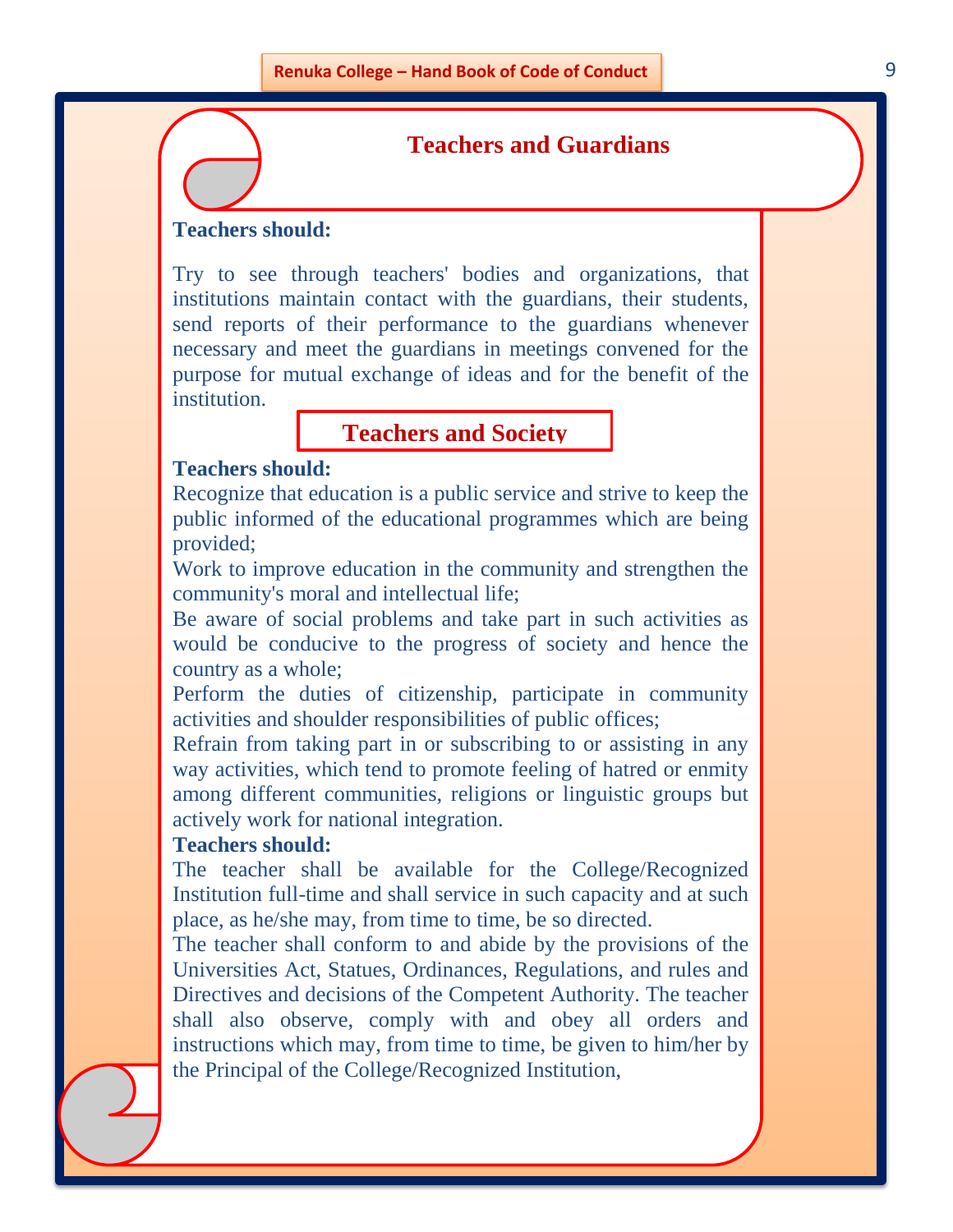## Teachers and Guardians

**Teachers should:**

Try to see through teachers' bodies and organizations, that institutions maintain contact with the guardians, their students, send reports of their performance to the guardians whenever necessary and meet the guardians in meetings convened for the purpose for mutual exchange of ideas and for the benefit of the institution.

## Teachers and Society

**Teachers should:**

Recognize that education is a public service and strive to keep the public informed of the educational programmes which are being provided;

Work to improve education in the community and strengthen the community's moral and intellectual life;

Be aware of social problems and take part in such activities as would be conducive to the progress of society and hence the country as a whole;

Perform the duties of citizenship, participate in community activities and shoulder responsibilities of public offices;

Refrain from taking part in or subscribing to or assisting in any way activities, which tend to promote feeling of hatred or enmity among different communities, religions or linguistic groups but actively work for national integration.

**Teachers should:**

The teacher shall be available for the College/Recognized Institution full-time and shall service in such capacity and at such place, as he/she may, from time to time, be so directed.

The teacher shall conform to and abide by the provisions of the Universities Act, Statues, Ordinances, Regulations, and rules and Directives and decisions of the Competent Authority. The teacher shall also observe, comply with and obey all orders and instructions which may, from time to time, be given to him/her by the Principal of the College/Recognized Institution,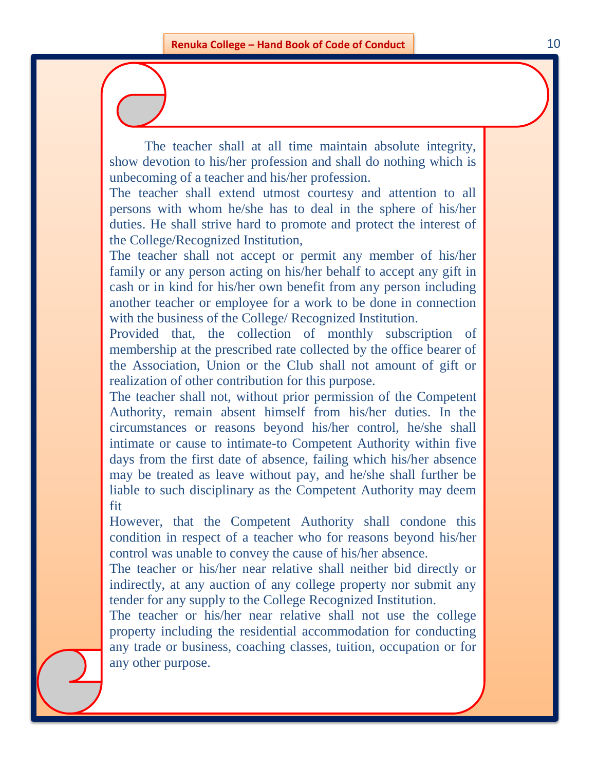The teacher shall at all time maintain absolute integrity, show devotion to his/her profession and shall do nothing which is unbecoming of a teacher and his/her profession.

The teacher shall extend utmost courtesy and attention to all persons with whom he/she has to deal in the sphere of his/her duties. He shall strive hard to promote and protect the interest of the College/Recognized Institution,

The teacher shall not accept or permit any member of his/her family or any person acting on his/her behalf to accept any gift in cash or in kind for his/her own benefit from any person including another teacher or employee for a work to be done in connection with the business of the College/ Recognized Institution.

Provided that, the collection of monthly subscription of membership at the prescribed rate collected by the office bearer of the Association, Union or the Club shall not amount of gift or realization of other contribution for this purpose.

The teacher shall not, without prior permission of the Competent Authority, remain absent himself from his/her duties. In the circumstances or reasons beyond his/her control, he/she shall intimate or cause to intimate-to Competent Authority within five days from the first date of absence, failing which his/her absence may be treated as leave without pay, and he/she shall further be liable to such disciplinary as the Competent Authority may deem fit

However, that the Competent Authority shall condone this condition in respect of a teacher who for reasons beyond his/her control was unable to convey the cause of his/her absence.

The teacher or his/her near relative shall neither bid directly or indirectly, at any auction of any college property nor submit any tender for any supply to the College Recognized Institution.

The teacher or his/her near relative shall not use the college property including the residential accommodation for conducting any trade or business, coaching classes, tuition, occupation or for any other purpose.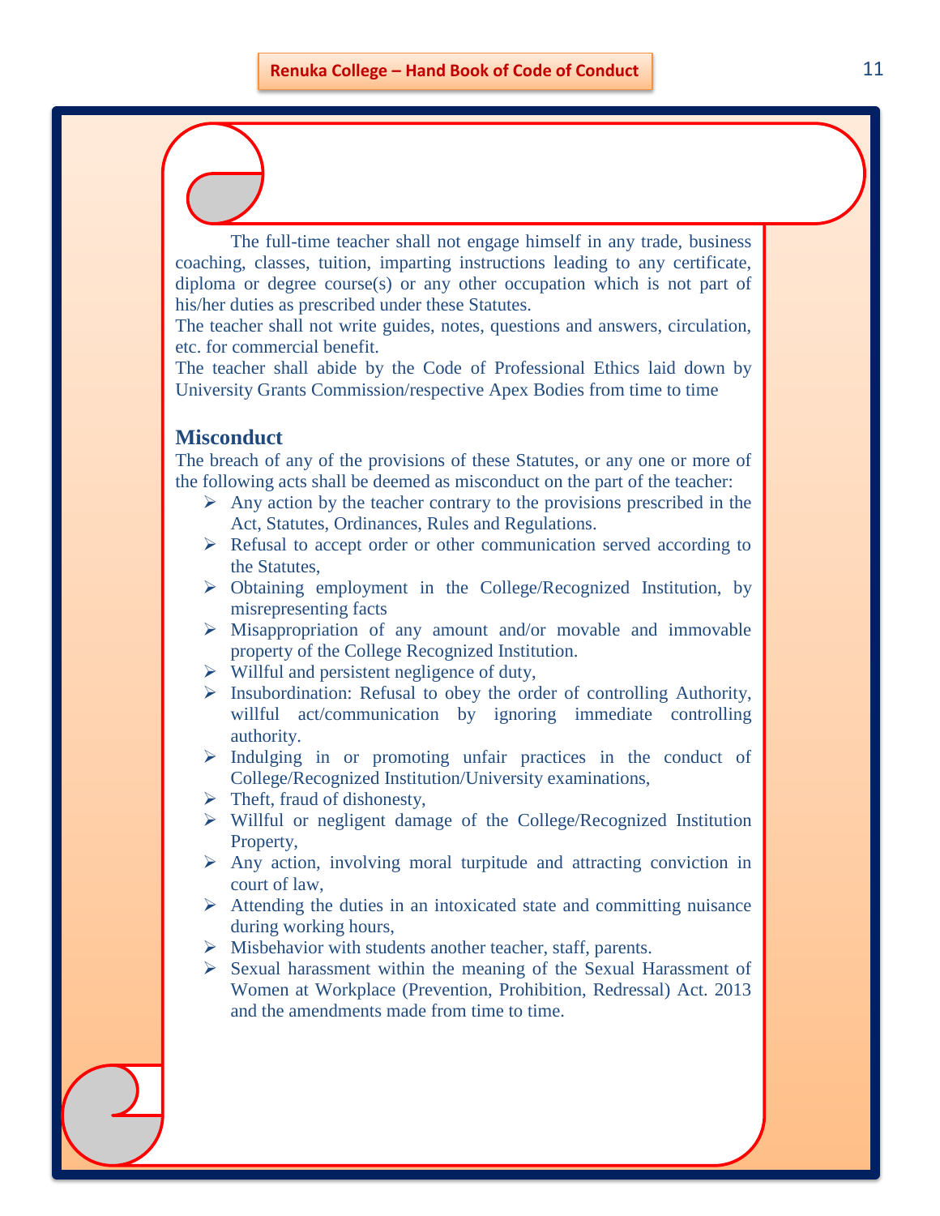The full-time teacher shall not engage himself in any trade, business coaching, classes, tuition, imparting instructions leading to any certificate, diploma or degree course(s) or any other occupation which is not part of his/her duties as prescribed under these Statutes.

The teacher shall not write guides, notes, questions and answers, circulation, etc. for commercial benefit.

The teacher shall abide by the Code of Professional Ethics laid down by University Grants Commission/respective Apex Bodies from time to time

## Misconduct

The breach of any of the provisions of these Statutes, or any one or more of the following acts shall be deemed as misconduct on the part of the teacher:

- Any action by the teacher contrary to the provisions prescribed in the Act, Statutes, Ordinances, Rules and Regulations.
- Refusal to accept order or other communication served according to the Statutes,
- Obtaining employment in the College/Recognized Institution, by misrepresenting facts
- Misappropriation of any amount and/or movable and immovable property of the College Recognized Institution.
- Willful and persistent negligence of duty,
- Insubordination: Refusal to obey the order of controlling Authority, willful act/communication by ignoring immediate controlling authority.
- Indulging in or promoting unfair practices in the conduct of College/Recognized Institution/University examinations,
- Theft, fraud of dishonesty,
- Willful or negligent damage of the College/Recognized Institution Property,
- Any action, involving moral turpitude and attracting conviction in court of law,
- Attending the duties in an intoxicated state and committing nuisance during working hours,
- Misbehavior with students another teacher, staff, parents.
- Sexual harassment within the meaning of the Sexual Harassment of Women at Workplace (Prevention, Prohibition, Redressal) Act. 2013 and the amendments made from time to time.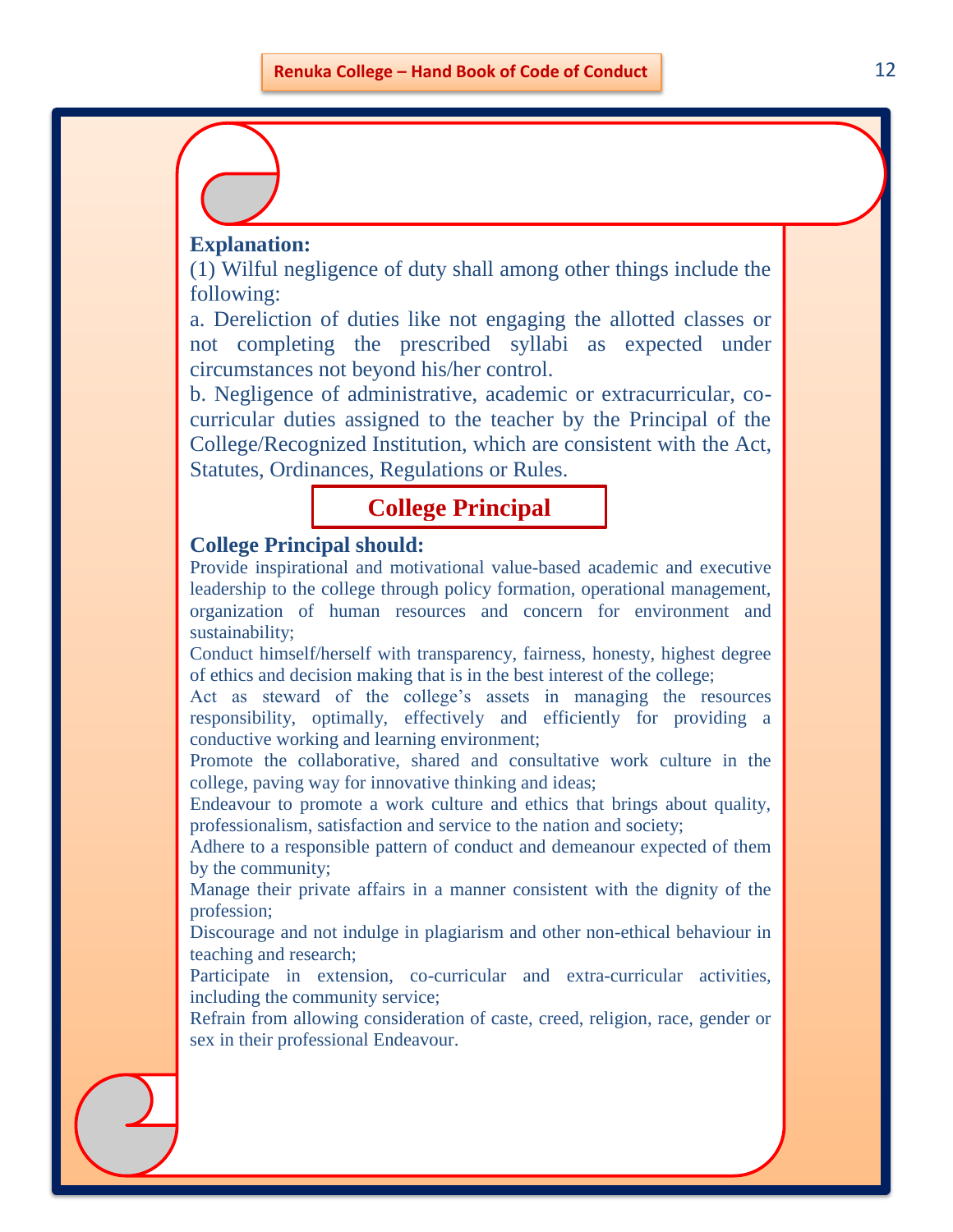**Explanation:**

(1) Wilful negligence of duty shall among other things include the following:

a. Dereliction of duties like not engaging the allotted classes or not completing the prescribed syllabi as expected under circumstances not beyond his/her control.

b. Negligence of administrative, academic or extracurricular, co-curricular duties assigned to the teacher by the Principal of the College/Recognized Institution, which are consistent with the Act, Statutes, Ordinances, Regulations or Rules.

## College Principal

**College Principal should:**

Provide inspirational and motivational value-based academic and executive leadership to the college through policy formation, operational management, organization of human resources and concern for environment and sustainability;

Conduct himself/herself with transparency, fairness, honesty, highest degree of ethics and decision making that is in the best interest of the college;

Act as steward of the college's assets in managing the resources responsibility, optimally, effectively and efficiently for providing a conductive working and learning environment;

Promote the collaborative, shared and consultative work culture in the college, paving way for innovative thinking and ideas;

Endeavour to promote a work culture and ethics that brings about quality, professionalism, satisfaction and service to the nation and society;

Adhere to a responsible pattern of conduct and demeanour expected of them by the community;

Manage their private affairs in a manner consistent with the dignity of the profession;

Discourage and not indulge in plagiarism and other non-ethical behaviour in teaching and research;

Participate in extension, co-curricular and extra-curricular activities, including the community service;

Refrain from allowing consideration of caste, creed, religion, race, gender or sex in their professional Endeavour.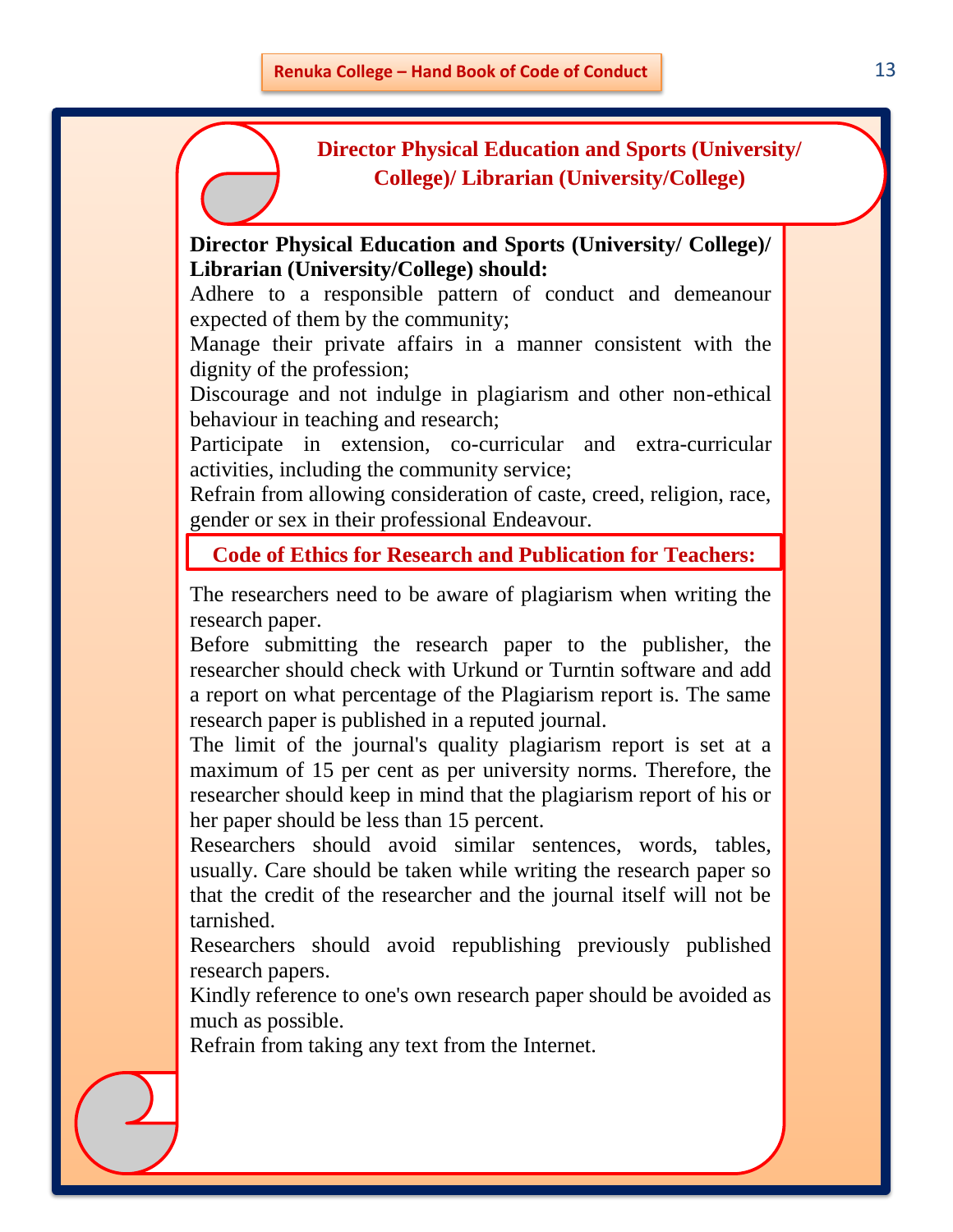## Director Physical Education and Sports (University/ College)/ Librarian (University/College)

**Director Physical Education and Sports (University/ College)/ Librarian (University/College) should:**

Adhere to a responsible pattern of conduct and demeanour expected of them by the community;

Manage their private affairs in a manner consistent with the dignity of the profession;

Discourage and not indulge in plagiarism and other non-ethical behaviour in teaching and research;

Participate in extension, co-curricular and extra-curricular activities, including the community service;

Refrain from allowing consideration of caste, creed, religion, race, gender or sex in their professional Endeavour.

## Code of Ethics for Research and Publication for Teachers:

The researchers need to be aware of plagiarism when writing the research paper.

Before submitting the research paper to the publisher, the researcher should check with Urkund or Turntin software and add a report on what percentage of the Plagiarism report is. The same research paper is published in a reputed journal.

The limit of the journal's quality plagiarism report is set at a maximum of 15 per cent as per university norms. Therefore, the researcher should keep in mind that the plagiarism report of his or her paper should be less than 15 percent.

Researchers should avoid similar sentences, words, tables, usually. Care should be taken while writing the research paper so that the credit of the researcher and the journal itself will not be tarnished.

Researchers should avoid republishing previously published research papers.

Kindly reference to one's own research paper should be avoided as much as possible.

Refrain from taking any text from the Internet.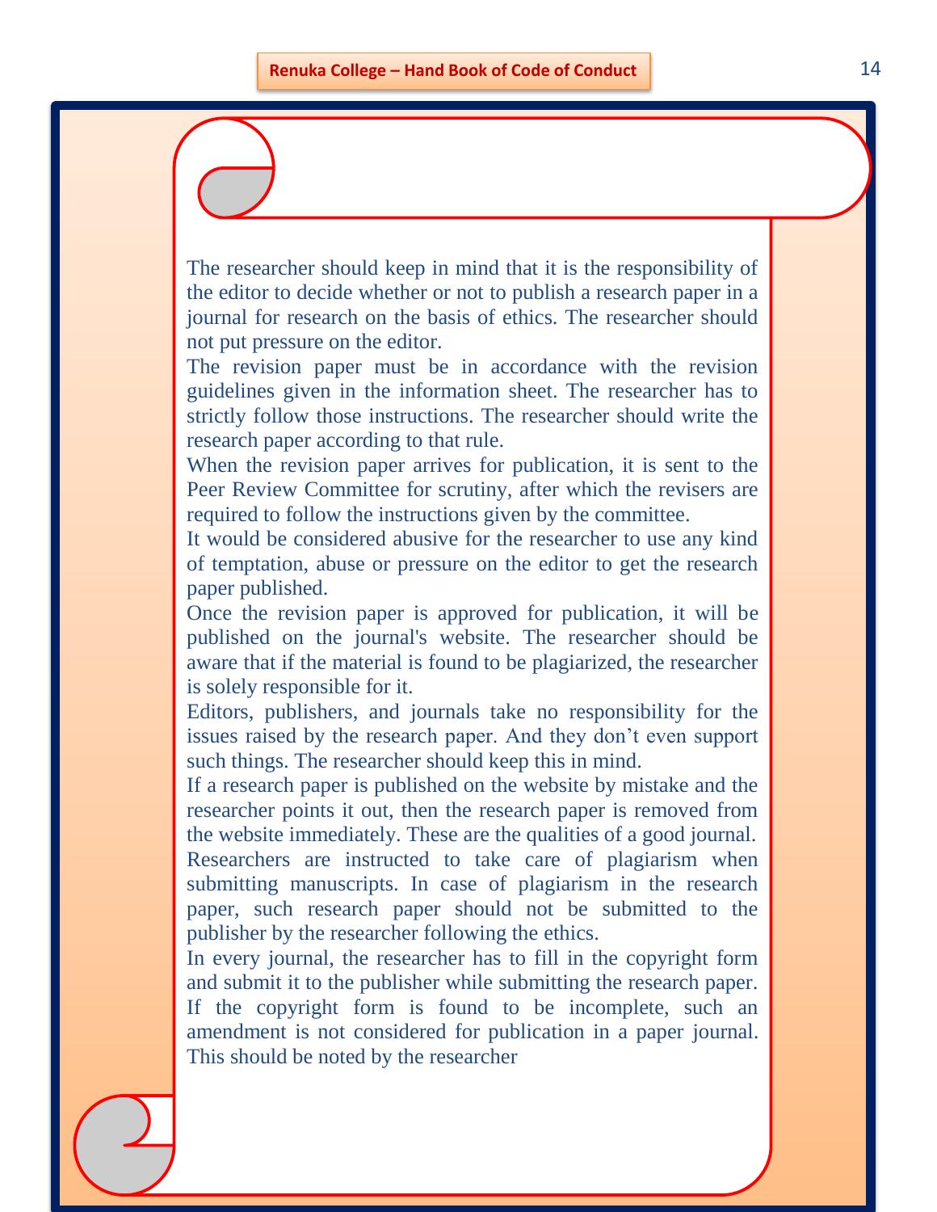The researcher should keep in mind that it is the responsibility of the editor to decide whether or not to publish a research paper in a journal for research on the basis of ethics. The researcher should not put pressure on the editor.

The revision paper must be in accordance with the revision guidelines given in the information sheet. The researcher has to strictly follow those instructions. The researcher should write the research paper according to that rule.

When the revision paper arrives for publication, it is sent to the Peer Review Committee for scrutiny, after which the revisers are required to follow the instructions given by the committee.

It would be considered abusive for the researcher to use any kind of temptation, abuse or pressure on the editor to get the research paper published.

Once the revision paper is approved for publication, it will be published on the journal's website. The researcher should be aware that if the material is found to be plagiarized, the researcher is solely responsible for it.

Editors, publishers, and journals take no responsibility for the issues raised by the research paper. And they don't even support such things. The researcher should keep this in mind.

If a research paper is published on the website by mistake and the researcher points it out, then the research paper is removed from the website immediately. These are the qualities of a good journal.

Researchers are instructed to take care of plagiarism when submitting manuscripts. In case of plagiarism in the research paper, such research paper should not be submitted to the publisher by the researcher following the ethics.

In every journal, the researcher has to fill in the copyright form and submit it to the publisher while submitting the research paper. If the copyright form is found to be incomplete, such an amendment is not considered for publication in a paper journal. This should be noted by the researcher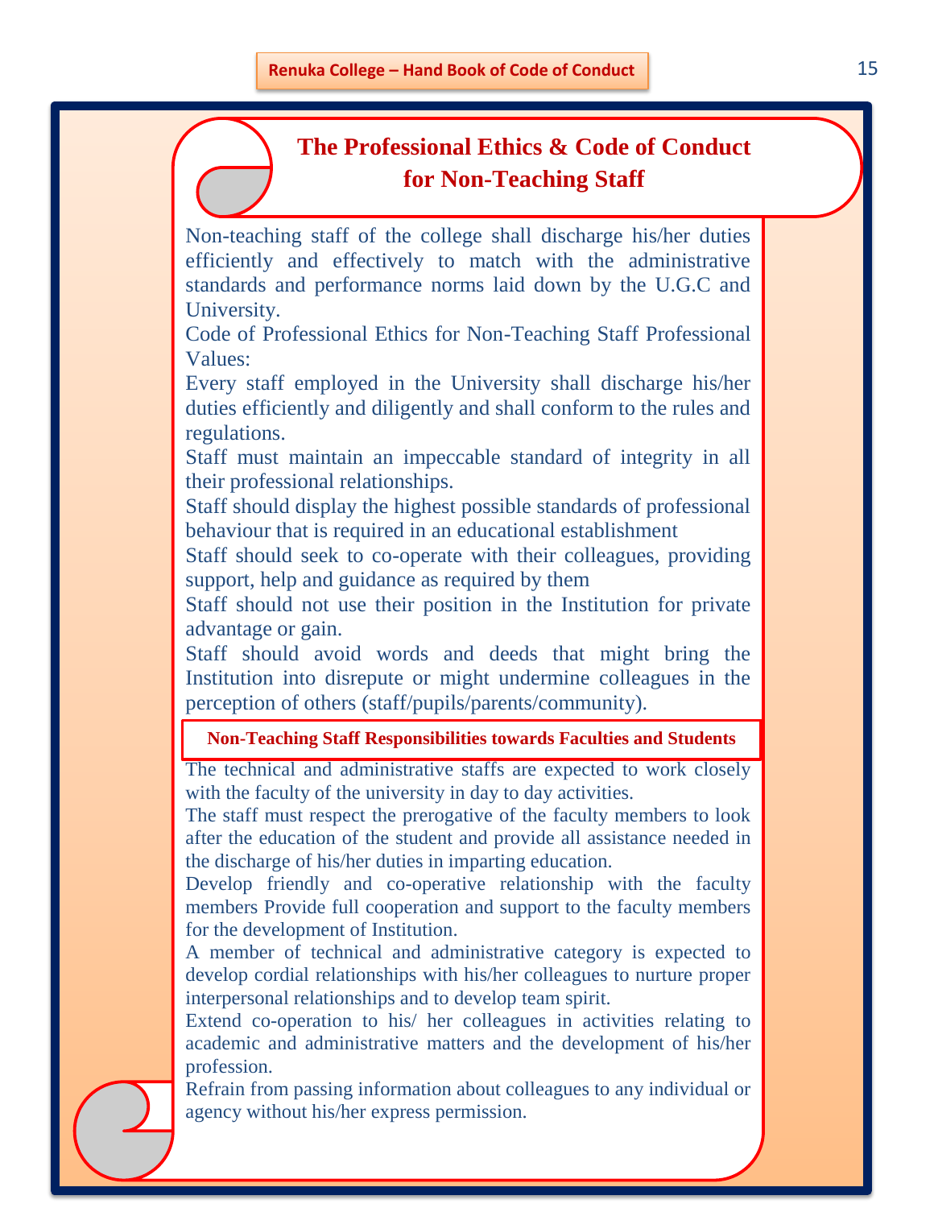# The Professional Ethics & Code of Conduct for Non-Teaching Staff

Non-teaching staff of the college shall discharge his/her duties efficiently and effectively to match with the administrative standards and performance norms laid down by the U.G.C and University.

Code of Professional Ethics for Non-Teaching Staff Professional Values:

Every staff employed in the University shall discharge his/her duties efficiently and diligently and shall conform to the rules and regulations.

Staff must maintain an impeccable standard of integrity in all their professional relationships.

Staff should display the highest possible standards of professional behaviour that is required in an educational establishment

Staff should seek to co-operate with their colleagues, providing support, help and guidance as required by them

Staff should not use their position in the Institution for private advantage or gain.

Staff should avoid words and deeds that might bring the Institution into disrepute or might undermine colleagues in the perception of others (staff/pupils/parents/community).

## Non-Teaching Staff Responsibilities towards Faculties and Students

The technical and administrative staffs are expected to work closely with the faculty of the university in day to day activities.

The staff must respect the prerogative of the faculty members to look after the education of the student and provide all assistance needed in the discharge of his/her duties in imparting education.

Develop friendly and co-operative relationship with the faculty members Provide full cooperation and support to the faculty members for the development of Institution.

A member of technical and administrative category is expected to develop cordial relationships with his/her colleagues to nurture proper interpersonal relationships and to develop team spirit.

Extend co-operation to his/ her colleagues in activities relating to academic and administrative matters and the development of his/her profession.

Refrain from passing information about colleagues to any individual or agency without his/her express permission.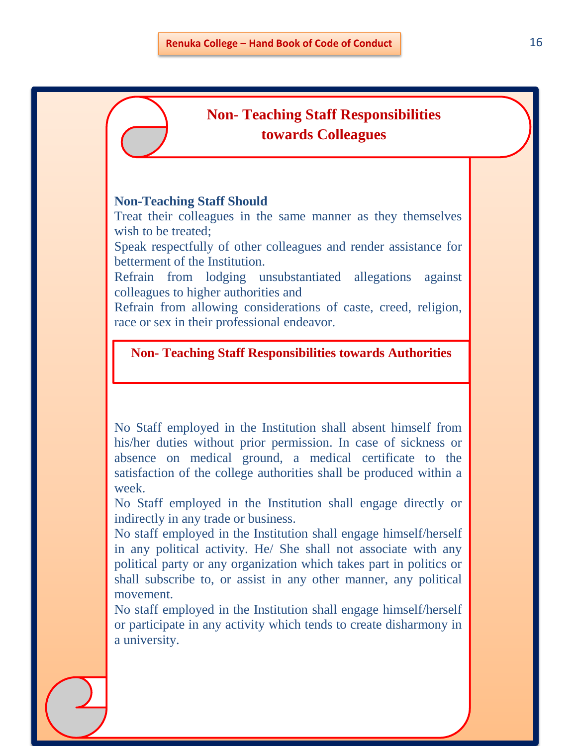## Non- Teaching Staff Responsibilities towards Colleagues

**Non-Teaching Staff Should**

Treat their colleagues in the same manner as they themselves wish to be treated;

Speak respectfully of other colleagues and render assistance for betterment of the Institution.

Refrain from lodging unsubstantiated allegations against colleagues to higher authorities and

Refrain from allowing considerations of caste, creed, religion, race or sex in their professional endeavor.

## Non- Teaching Staff Responsibilities towards Authorities

No Staff employed in the Institution shall absent himself from his/her duties without prior permission. In case of sickness or absence on medical ground, a medical certificate to the satisfaction of the college authorities shall be produced within a week.

No Staff employed in the Institution shall engage directly or indirectly in any trade or business.

No staff employed in the Institution shall engage himself/herself in any political activity. He/ She shall not associate with any political party or any organization which takes part in politics or shall subscribe to, or assist in any other manner, any political movement.

No staff employed in the Institution shall engage himself/herself or participate in any activity which tends to create disharmony in a university.